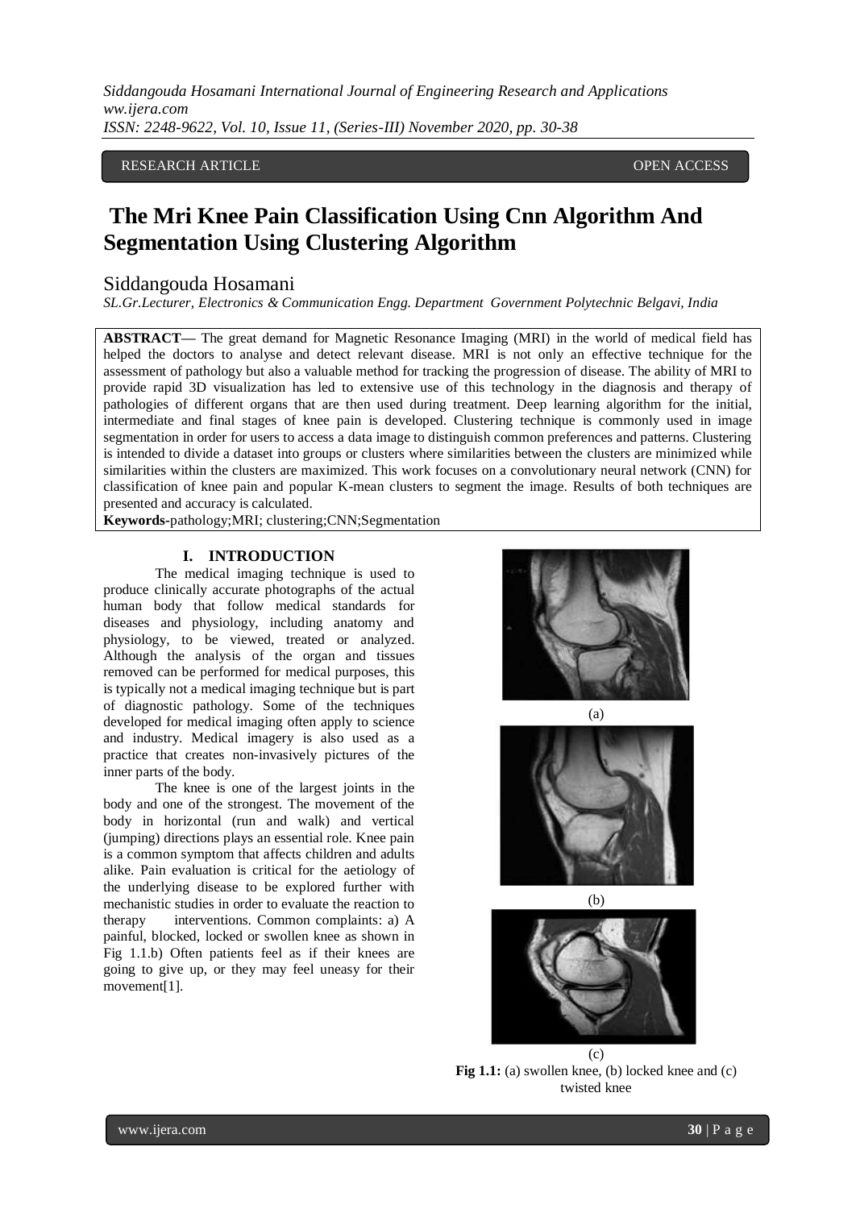RESEARCH ARTICLE OPEN ACCESS

# The Mri Knee Pain Classification Using Cnn Algorithm And Segmentation Using Clustering Algorithm

Siddangouda Hosamani

*SL.Gr.Lecturer, Electronics & Communication Engg. Department Government Polytechnic Belgavi, India*

**ABSTRACT—** The great demand for Magnetic Resonance Imaging (MRI) in the world of medical field has helped the doctors to analyse and detect relevant disease. MRI is not only an effective technique for the assessment of pathology but also a valuable method for tracking the progression of disease. The ability of MRI to provide rapid 3D visualization has led to extensive use of this technology in the diagnosis and therapy of pathologies of different organs that are then used during treatment. Deep learning algorithm for the initial, intermediate and final stages of knee pain is developed. Clustering technique is commonly used in image segmentation in order for users to access a data image to distinguish common preferences and patterns. Clustering is intended to divide a dataset into groups or clusters where similarities between the clusters are minimized while similarities within the clusters are maximized. This work focuses on a convolutionary neural network (CNN) for classification of knee pain and popular K-mean clusters to segment the image. Results of both techniques are presented and accuracy is calculated.

**Keywords-**pathology;MRI; clustering;CNN;Segmentation

## I. INTRODUCTION

The medical imaging technique is used to produce clinically accurate photographs of the actual human body that follow medical standards for diseases and physiology, including anatomy and physiology, to be viewed, treated or analyzed. Although the analysis of the organ and tissues removed can be performed for medical purposes, this is typically not a medical imaging technique but is part of diagnostic pathology. Some of the techniques developed for medical imaging often apply to science and industry. Medical imagery is also used as a practice that creates non-invasively pictures of the inner parts of the body.

The knee is one of the largest joints in the body and one of the strongest. The movement of the body in horizontal (run and walk) and vertical (jumping) directions plays an essential role. Knee pain is a common symptom that affects children and adults alike. Pain evaluation is critical for the aetiology of the underlying disease to be explored further with mechanistic studies in order to evaluate the reaction to therapy interventions. Common complaints: a) A painful, blocked, locked or swollen knee as shown in Fig 1.1.b) Often patients feel as if their knees are going to give up, or they may feel uneasy for their movement[1].

(a)

(b)

(c)

**Fig 1.1:** (a) swollen knee, (b) locked knee and (c) twisted knee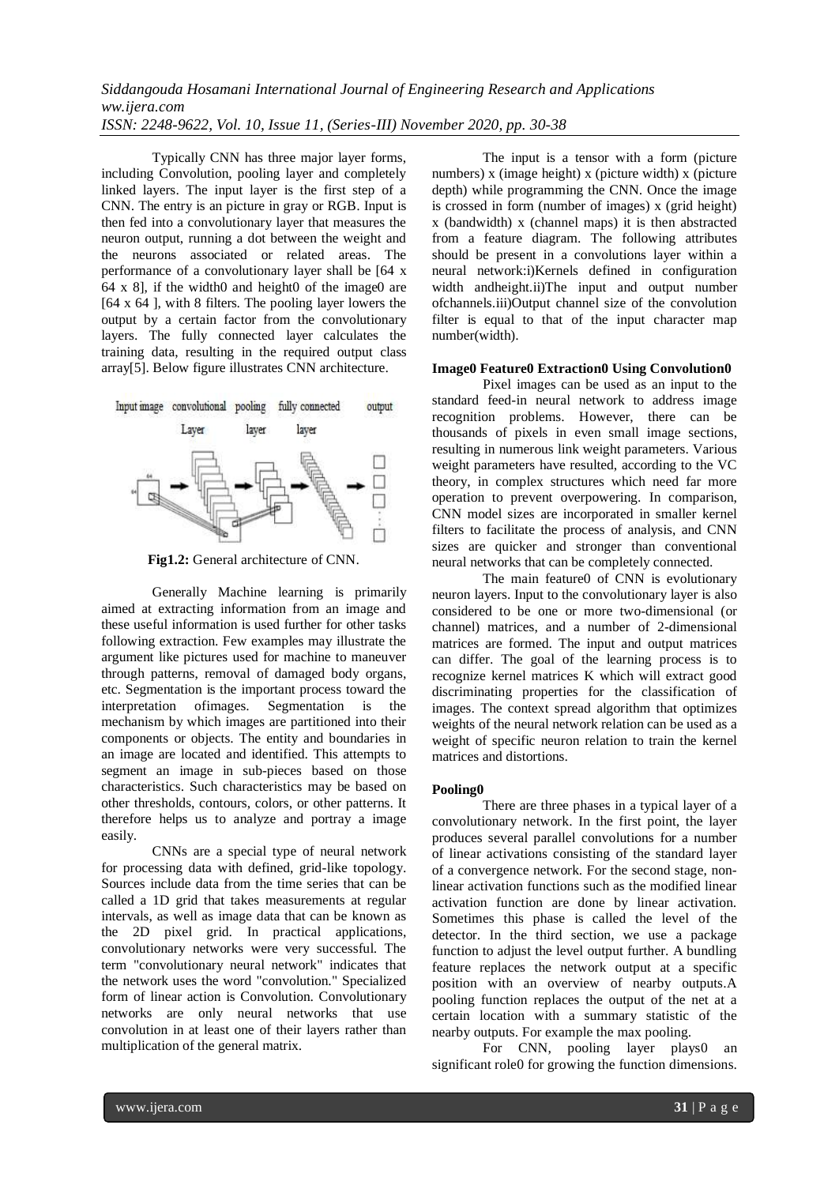Typically CNN has three major layer forms, including Convolution, pooling layer and completely linked layers. The input layer is the first step of a CNN. The entry is an picture in gray or RGB. Input is then fed into a convolutionary layer that measures the neuron output, running a dot between the weight and the neurons associated or related areas. The performance of a convolutionary layer shall be [64 x 64 x 8], if the width0 and height0 of the image0 are [64 x 64 ], with 8 filters. The pooling layer lowers the output by a certain factor from the convolutionary layers. The fully connected layer calculates the training data, resulting in the required output class array[5]. Below figure illustrates CNN architecture.

**Fig1.2:** General architecture of CNN.

Generally Machine learning is primarily aimed at extracting information from an image and these useful information is used further for other tasks following extraction. Few examples may illustrate the argument like pictures used for machine to maneuver through patterns, removal of damaged body organs, etc. Segmentation is the important process toward the interpretation ofimages. Segmentation is the mechanism by which images are partitioned into their components or objects. The entity and boundaries in an image are located and identified. This attempts to segment an image in sub-pieces based on those characteristics. Such characteristics may be based on other thresholds, contours, colors, or other patterns. It therefore helps us to analyze and portray a image easily.

CNNs are a special type of neural network for processing data with defined, grid-like topology. Sources include data from the time series that can be called a 1D grid that takes measurements at regular intervals, as well as image data that can be known as the 2D pixel grid. In practical applications, convolutionary networks were very successful. The term "convolutionary neural network" indicates that the network uses the word "convolution." Specialized form of linear action is Convolution. Convolutionary networks are only neural networks that use convolution in at least one of their layers rather than multiplication of the general matrix.

The input is a tensor with a form (picture numbers) x (image height) x (picture width) x (picture depth) while programming the CNN. Once the image is crossed in form (number of images) x (grid height) x (bandwidth) x (channel maps) it is then abstracted from a feature diagram. The following attributes should be present in a convolutions layer within a neural network:i)Kernels defined in configuration width andheight.ii)The input and output number ofchannels.iii)Output channel size of the convolution filter is equal to that of the input character map number(width).

**Image0 Feature0 Extraction0 Using Convolution0**

Pixel images can be used as an input to the standard feed-in neural network to address image recognition problems. However, there can be thousands of pixels in even small image sections, resulting in numerous link weight parameters. Various weight parameters have resulted, according to the VC theory, in complex structures which need far more operation to prevent overpowering. In comparison, CNN model sizes are incorporated in smaller kernel filters to facilitate the process of analysis, and CNN sizes are quicker and stronger than conventional neural networks that can be completely connected.

The main feature0 of CNN is evolutionary neuron layers. Input to the convolutionary layer is also considered to be one or more two-dimensional (or channel) matrices, and a number of 2-dimensional matrices are formed. The input and output matrices can differ. The goal of the learning process is to recognize kernel matrices K which will extract good discriminating properties for the classification of images. The context spread algorithm that optimizes weights of the neural network relation can be used as a weight of specific neuron relation to train the kernel matrices and distortions.

**Pooling0**

There are three phases in a typical layer of a convolutionary network. In the first point, the layer produces several parallel convolutions for a number of linear activations consisting of the standard layer of a convergence network. For the second stage, non-linear activation functions such as the modified linear activation function are done by linear activation. Sometimes this phase is called the level of the detector. In the third section, we use a package function to adjust the level output further. A bundling feature replaces the network output at a specific position with an overview of nearby outputs.A pooling function replaces the output of the net at a certain location with a summary statistic of the nearby outputs. For example the max pooling.

For CNN, pooling layer plays0 an significant role0 for growing the function dimensions.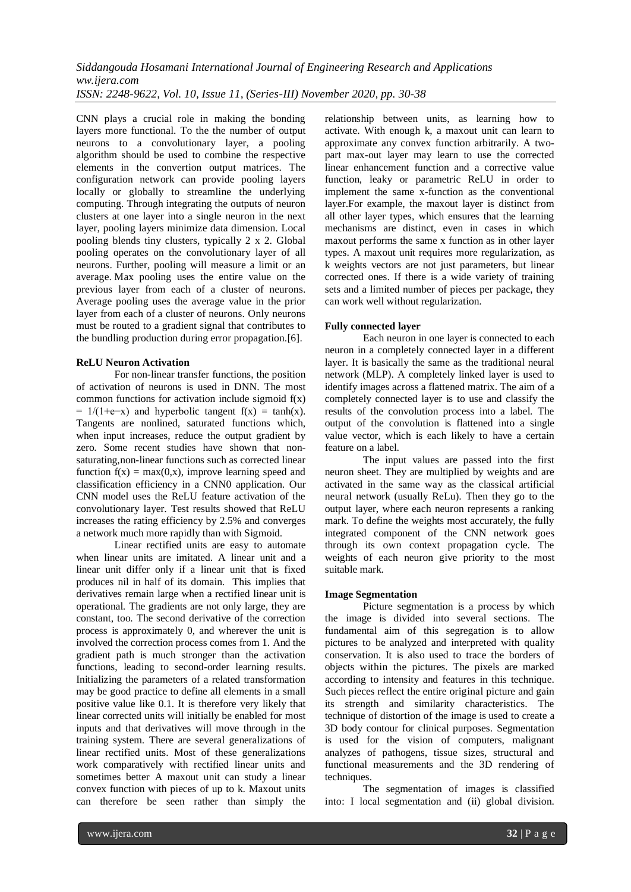CNN plays a crucial role in making the bonding layers more functional. To the the number of output neurons to a convolutionary layer, a pooling algorithm should be used to combine the respective elements in the convertion output matrices. The configuration network can provide pooling layers locally or globally to streamline the underlying computing. Through integrating the outputs of neuron clusters at one layer into a single neuron in the next layer, pooling layers minimize data dimension. Local pooling blends tiny clusters, typically 2 x 2. Global pooling operates on the convolutionary layer of all neurons. Further, pooling will measure a limit or an average. Max pooling uses the entire value on the previous layer from each of a cluster of neurons. Average pooling uses the average value in the prior layer from each of a cluster of neurons. Only neurons must be routed to a gradient signal that contributes to the bundling production during error propagation.[6].

**ReLU Neuron Activation**

For non-linear transfer functions, the position of activation of neurons is used in DNN. The most common functions for activation include sigmoid $f(x) = 1/(1+e-x)$ and hyperbolic tangent $f(x) = \tanh(x)$. Tangents are nonlined, saturated functions which, when input increases, reduce the output gradient by zero. Some recent studies have shown that non-saturating,non-linear functions such as corrected linear function $f(x) = \max(0,x)$, improve learning speed and classification efficiency in a CNN0 application. Our CNN model uses the ReLU feature activation of the convolutionary layer. Test results showed that ReLU increases the rating efficiency by 2.5% and converges a network much more rapidly than with Sigmoid.

Linear rectified units are easy to automate when linear units are imitated. A linear unit and a linear unit differ only if a linear unit that is fixed produces nil in half of its domain. This implies that derivatives remain large when a rectified linear unit is operational. The gradients are not only large, they are constant, too. The second derivative of the correction process is approximately 0, and wherever the unit is involved the correction process comes from 1. And the gradient path is much stronger than the activation functions, leading to second-order learning results. Initializing the parameters of a related transformation may be good practice to define all elements in a small positive value like 0.1. It is therefore very likely that linear corrected units will initially be enabled for most inputs and that derivatives will move through in the training system. There are several generalizations of linear rectified units. Most of these generalizations work comparatively with rectified linear units and sometimes better A maxout unit can study a linear convex function with pieces of up to k. Maxout units can therefore be seen rather than simply the relationship between units, as learning how to activate. With enough k, a maxout unit can learn to approximate any convex function arbitrarily. A two-part max-out layer may learn to use the corrected linear enhancement function and a corrective value function, leaky or parametric ReLU in order to implement the same x-function as the conventional layer.For example, the maxout layer is distinct from all other layer types, which ensures that the learning mechanisms are distinct, even in cases in which maxout performs the same x function as in other layer types. A maxout unit requires more regularization, as k weights vectors are not just parameters, but linear corrected ones. If there is a wide variety of training sets and a limited number of pieces per package, they can work well without regularization.

**Fully connected layer**

Each neuron in one layer is connected to each neuron in a completely connected layer in a different layer. It is basically the same as the traditional neural network (MLP). A completely linked layer is used to identify images across a flattened matrix. The aim of a completely connected layer is to use and classify the results of the convolution process into a label. The output of the convolution is flattened into a single value vector, which is each likely to have a certain feature on a label.

The input values are passed into the first neuron sheet. They are multiplied by weights and are activated in the same way as the classical artificial neural network (usually ReLu). Then they go to the output layer, where each neuron represents a ranking mark. To define the weights most accurately, the fully integrated component of the CNN network goes through its own context propagation cycle. The weights of each neuron give priority to the most suitable mark.

**Image Segmentation**

Picture segmentation is a process by which the image is divided into several sections. The fundamental aim of this segregation is to allow pictures to be analyzed and interpreted with quality conservation. It is also used to trace the borders of objects within the pictures. The pixels are marked according to intensity and features in this technique. Such pieces reflect the entire original picture and gain its strength and similarity characteristics. The technique of distortion of the image is used to create a 3D body contour for clinical purposes. Segmentation is used for the vision of computers, malignant analyzes of pathogens, tissue sizes, structural and functional measurements and the 3D rendering of techniques.

The segmentation of images is classified into: I local segmentation and (ii) global division.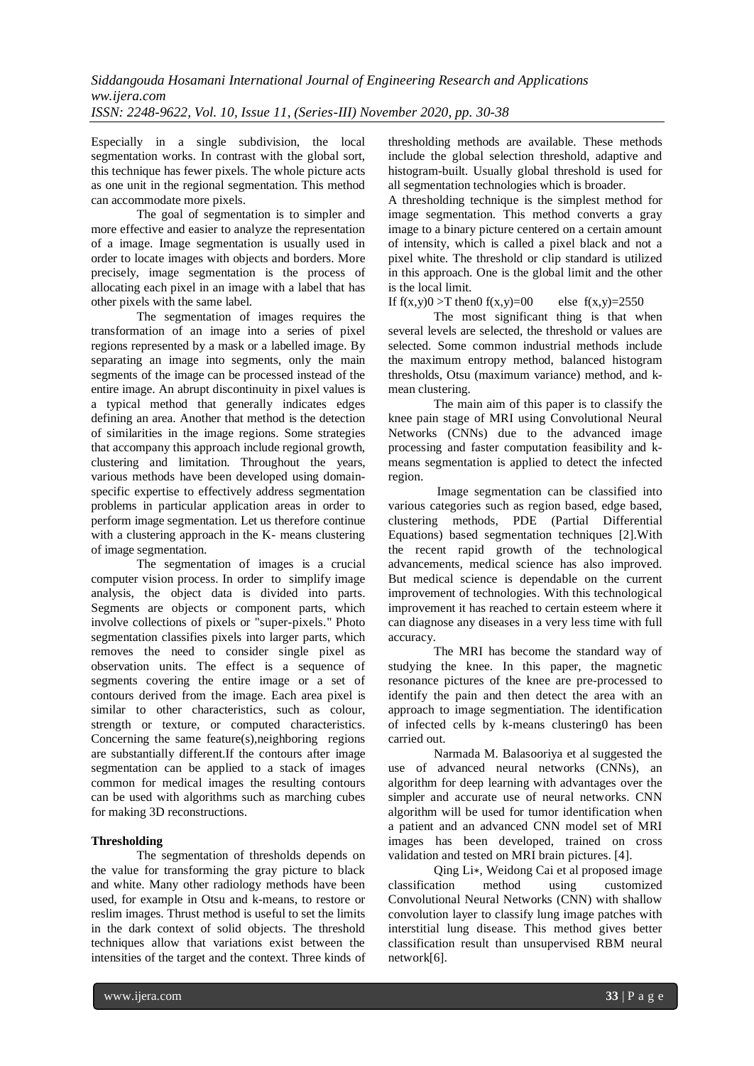Especially in a single subdivision, the local segmentation works. In contrast with the global sort, this technique has fewer pixels. The whole picture acts as one unit in the regional segmentation. This method can accommodate more pixels.

The goal of segmentation is to simpler and more effective and easier to analyze the representation of a image. Image segmentation is usually used in order to locate images with objects and borders. More precisely, image segmentation is the process of allocating each pixel in an image with a label that has other pixels with the same label.

The segmentation of images requires the transformation of an image into a series of pixel regions represented by a mask or a labelled image. By separating an image into segments, only the main segments of the image can be processed instead of the entire image. An abrupt discontinuity in pixel values is a typical method that generally indicates edges defining an area. Another that method is the detection of similarities in the image regions. Some strategies that accompany this approach include regional growth, clustering and limitation. Throughout the years, various methods have been developed using domain-specific expertise to effectively address segmentation problems in particular application areas in order to perform image segmentation. Let us therefore continue with a clustering approach in the K- means clustering of image segmentation.

The segmentation of images is a crucial computer vision process. In order to simplify image analysis, the object data is divided into parts. Segments are objects or component parts, which involve collections of pixels or "super-pixels." Photo segmentation classifies pixels into larger parts, which removes the need to consider single pixel as observation units. The effect is a sequence of segments covering the entire image or a set of contours derived from the image. Each area pixel is similar to other characteristics, such as colour, strength or texture, or computed characteristics. Concerning the same feature(s),neighboring regions are substantially different.If the contours after image segmentation can be applied to a stack of images common for medical images the resulting contours can be used with algorithms such as marching cubes for making 3D reconstructions.

**Thresholding**

The segmentation of thresholds depends on the value for transforming the gray picture to black and white. Many other radiology methods have been used, for example in Otsu and k-means, to restore or reslim images. Thrust method is useful to set the limits in the dark context of solid objects. The threshold techniques allow that variations exist between the intensities of the target and the context. Three kinds of thresholding methods are available. These methods include the global selection threshold, adaptive and histogram-built. Usually global threshold is used for all segmentation technologies which is broader.

A thresholding technique is the simplest method for image segmentation. This method converts a gray image to a binary picture centered on a certain amount of intensity, which is called a pixel black and not a pixel white. The threshold or clip standard is utilized in this approach. One is the global limit and the other is the local limit.

If f(x,y)0 >T then0 f(x,y)=00    else f(x,y)=2550

The most significant thing is that when several levels are selected, the threshold or values are selected. Some common industrial methods include the maximum entropy method, balanced histogram thresholds, Otsu (maximum variance) method, and k-mean clustering.

The main aim of this paper is to classify the knee pain stage of MRI using Convolutional Neural Networks (CNNs) due to the advanced image processing and faster computation feasibility and k-means segmentation is applied to detect the infected region.

Image segmentation can be classified into various categories such as region based, edge based, clustering methods, PDE (Partial Differential Equations) based segmentation techniques [2].With the recent rapid growth of the technological advancements, medical science has also improved. But medical science is dependable on the current improvement of technologies. With this technological improvement it has reached to certain esteem where it can diagnose any diseases in a very less time with full accuracy.

The MRI has become the standard way of studying the knee. In this paper, the magnetic resonance pictures of the knee are pre-processed to identify the pain and then detect the area with an approach to image segmentiation. The identification of infected cells by k-means clustering0 has been carried out.

Narmada M. Balasooriya et al suggested the use of advanced neural networks (CNNs), an algorithm for deep learning with advantages over the simpler and accurate use of neural networks. CNN algorithm will be used for tumor identification when a patient and an advanced CNN model set of MRI images has been developed, trained on cross validation and tested on MRI brain pictures. [4].

Qing Li∗, Weidong Cai et al proposed image classification method using customized Convolutional Neural Networks (CNN) with shallow convolution layer to classify lung image patches with interstitial lung disease. This method gives better classification result than unsupervised RBM neural network[6].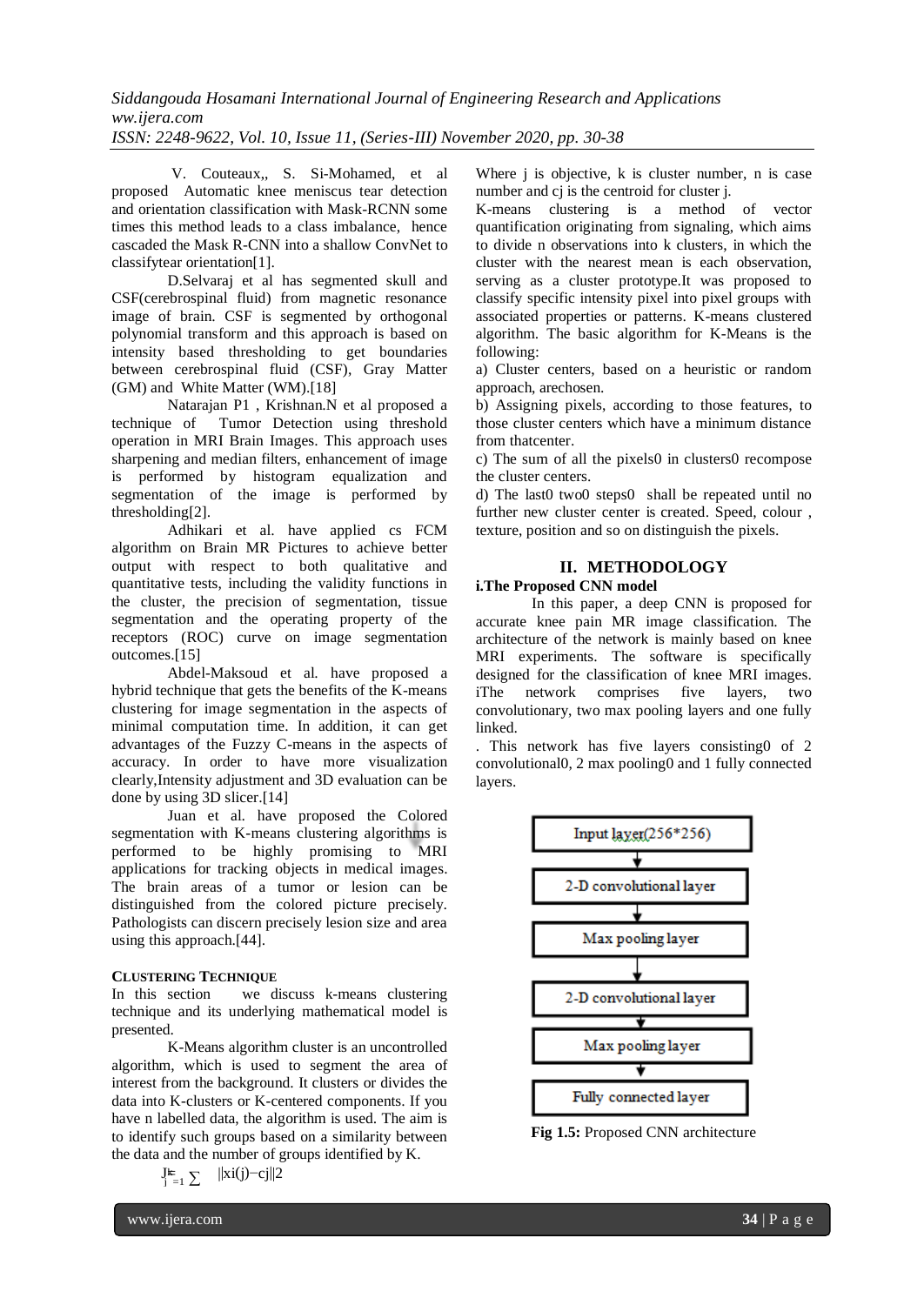V. Couteaux,, S. Si-Mohamed, et al proposed Automatic knee meniscus tear detection and orientation classification with Mask-RCNN some times this method leads to a class imbalance, hence cascaded the Mask R-CNN into a shallow ConvNet to classifytear orientation[1].

D.Selvaraj et al has segmented skull and CSF(cerebrospinal fluid) from magnetic resonance image of brain. CSF is segmented by orthogonal polynomial transform and this approach is based on intensity based thresholding to get boundaries between cerebrospinal fluid (CSF), Gray Matter (GM) and White Matter (WM).[18]

Natarajan P1 , Krishnan.N et al proposed a technique of Tumor Detection using threshold operation in MRI Brain Images. This approach uses sharpening and median filters, enhancement of image is performed by histogram equalization and segmentation of the image is performed by thresholding[2].

Adhikari et al. have applied cs FCM algorithm on Brain MR Pictures to achieve better output with respect to both qualitative and quantitative tests, including the validity functions in the cluster, the precision of segmentation, tissue segmentation and the operating property of the receptors (ROC) curve on image segmentation outcomes.[15]

Abdel-Maksoud et al. have proposed a hybrid technique that gets the benefits of the K-means clustering for image segmentation in the aspects of minimal computation time. In addition, it can get advantages of the Fuzzy C-means in the aspects of accuracy. In order to have more visualization clearly,Intensity adjustment and 3D evaluation can be done by using 3D slicer.[14]

Juan et al. have proposed the Colored segmentation with K-means clustering algorithms is performed to be highly promising to MRI applications for tracking objects in medical images. The brain areas of a tumor or lesion can be distinguished from the colored picture precisely. Pathologists can discern precisely lesion size and area using this approach.[44].

**CLUSTERING TECHNIQUE**

In this section we discuss k-means clustering technique and its underlying mathematical model is presented.

K-Means algorithm cluster is an uncontrolled algorithm, which is used to segment the area of interest from the background. It clusters or divides the data into K-clusters or K-centered components. If you have n labelled data, the algorithm is used. The aim is to identify such groups based on a similarity between the data and the number of groups identified by K.

$$J = \sum_{j=1}^{k} \sum \|x_i(j) - c_j\|^2$$

Where j is objective, k is cluster number, n is case number and cj is the centroid for cluster j.

K-means clustering is a method of vector quantification originating from signaling, which aims to divide n observations into k clusters, in which the cluster with the nearest mean is each observation, serving as a cluster prototype.It was proposed to classify specific intensity pixel into pixel groups with associated properties or patterns. K-means clustered algorithm. The basic algorithm for K-Means is the following:

a) Cluster centers, based on a heuristic or random approach, arechosen.

b) Assigning pixels, according to those features, to those cluster centers which have a minimum distance from thatcenter.

c) The sum of all the pixels0 in clusters0 recompose the cluster centers.

d) The last0 two0 steps0 shall be repeated until no further new cluster center is created. Speed, colour , texture, position and so on distinguish the pixels.

## II. METHODOLOGY

**i.The Proposed CNN model**

In this paper, a deep CNN is proposed for accurate knee pain MR image classification. The architecture of the network is mainly based on knee MRI experiments. The software is specifically designed for the classification of knee MRI images. iThe network comprises five layers, two convolutionary, two max pooling layers and one fully linked.

. This network has five layers consisting0 of 2 convolutional0, 2 max pooling0 and 1 fully connected layers.

Input layer(256*256)
↓
2-D convolutional layer
↓
Max pooling layer
↓
2-D convolutional layer
↓
Max pooling layer
↓
Fully connected layer

**Fig 1.5:** Proposed CNN architecture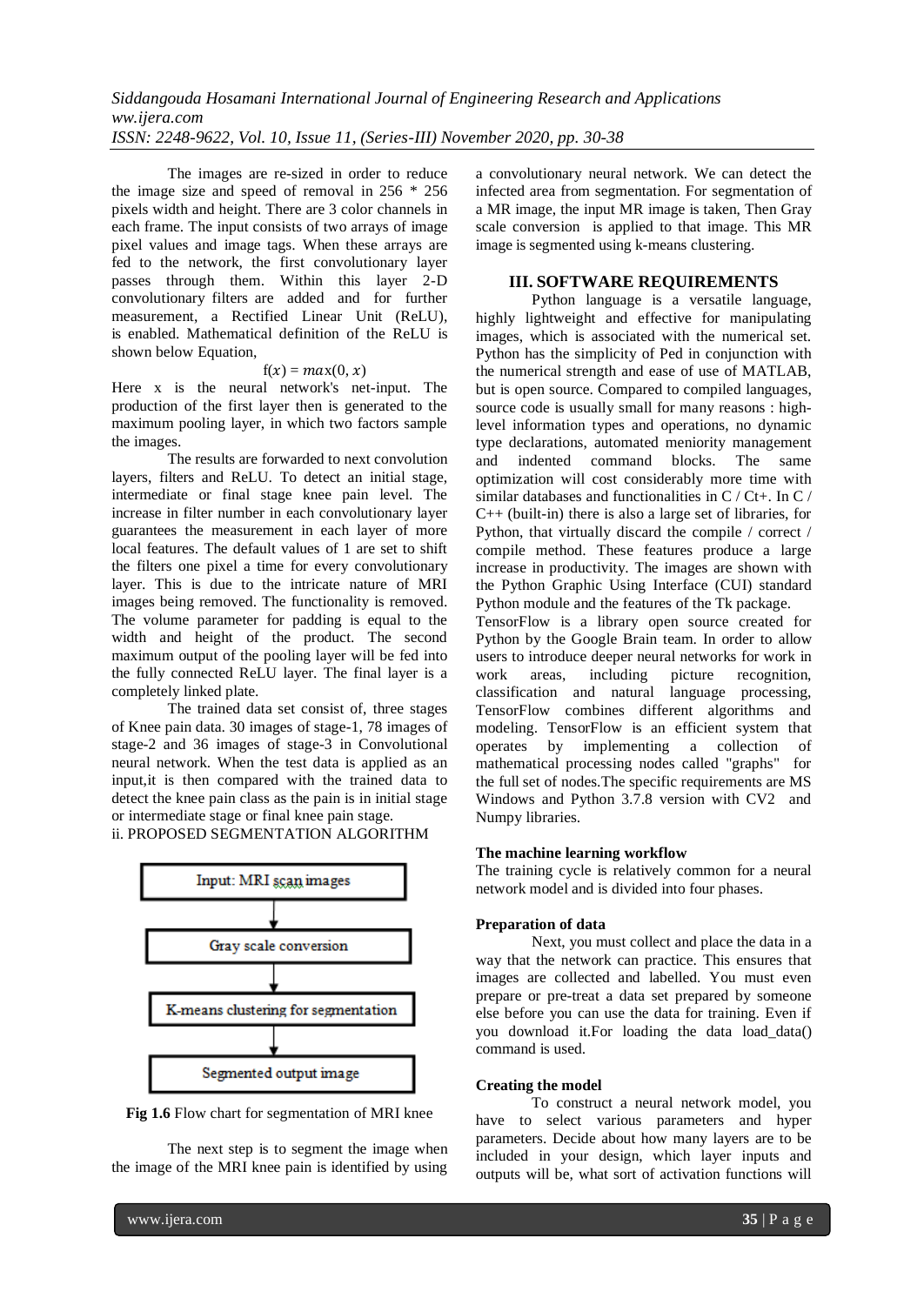The images are re-sized in order to reduce the image size and speed of removal in 256 * 256 pixels width and height. There are 3 color channels in each frame. The input consists of two arrays of image pixel values and image tags. When these arrays are fed to the network, the first convolutionary layer passes through them. Within this layer 2-D convolutionary filters are added and for further measurement, a Rectified Linear Unit (ReLU), is enabled. Mathematical definition of the ReLU is shown below Equation,

$$f(x) = max(0, x)$$

Here x is the neural network's net-input. The production of the first layer then is generated to the maximum pooling layer, in which two factors sample the images.

The results are forwarded to next convolution layers, filters and ReLU. To detect an initial stage, intermediate or final stage knee pain level. The increase in filter number in each convolutionary layer guarantees the measurement in each layer of more local features. The default values of 1 are set to shift the filters one pixel a time for every convolutionary layer. This is due to the intricate nature of MRI images being removed. The functionality is removed. The volume parameter for padding is equal to the width and height of the product. The second maximum output of the pooling layer will be fed into the fully connected ReLU layer. The final layer is a completely linked plate.

The trained data set consist of, three stages of Knee pain data. 30 images of stage-1, 78 images of stage-2 and 36 images of stage-3 in Convolutional neural network. When the test data is applied as an input,it is then compared with the trained data to detect the knee pain class as the pain is in initial stage or intermediate stage or final knee pain stage.

ii. PROPOSED SEGMENTATION ALGORITHM

Input: MRI scan images → Gray scale conversion → K-means clustering for segmentation → Segmented output image

**Fig 1.6** Flow chart for segmentation of MRI knee

The next step is to segment the image when the image of the MRI knee pain is identified by using a convolutionary neural network. We can detect the infected area from segmentation. For segmentation of a MR image, the input MR image is taken, Then Gray scale conversion is applied to that image. This MR image is segmented using k-means clustering.

## III. SOFTWARE REQUIREMENTS

Python language is a versatile language, highly lightweight and effective for manipulating images, which is associated with the numerical set. Python has the simplicity of Ped in conjunction with the numerical strength and ease of use of MATLAB, but is open source. Compared to compiled languages, source code is usually small for many reasons : high-level information types and operations, no dynamic type declarations, automated meniority management and indented command blocks. The same optimization will cost considerably more time with similar databases and functionalities in C / Ct+. In C / C++ (built-in) there is also a large set of libraries, for Python, that virtually discard the compile / correct / compile method. These features produce a large increase in productivity. The images are shown with the Python Graphic Using Interface (CUI) standard Python module and the features of the Tk package.

TensorFlow is a library open source created for Python by the Google Brain team. In order to allow users to introduce deeper neural networks for work in work areas, including picture recognition, classification and natural language processing, TensorFlow combines different algorithms and modeling. TensorFlow is an efficient system that operates by implementing a collection of mathematical processing nodes called "graphs" for the full set of nodes.The specific requirements are MS Windows and Python 3.7.8 version with CV2 and Numpy libraries.

**The machine learning workflow**

The training cycle is relatively common for a neural network model and is divided into four phases.

**Preparation of data**

Next, you must collect and place the data in a way that the network can practice. This ensures that images are collected and labelled. You must even prepare or pre-treat a data set prepared by someone else before you can use the data for training. Even if you download it.For loading the data load_data() command is used.

**Creating the model**

To construct a neural network model, you have to select various parameters and hyper parameters. Decide about how many layers are to be included in your design, which layer inputs and outputs will be, what sort of activation functions will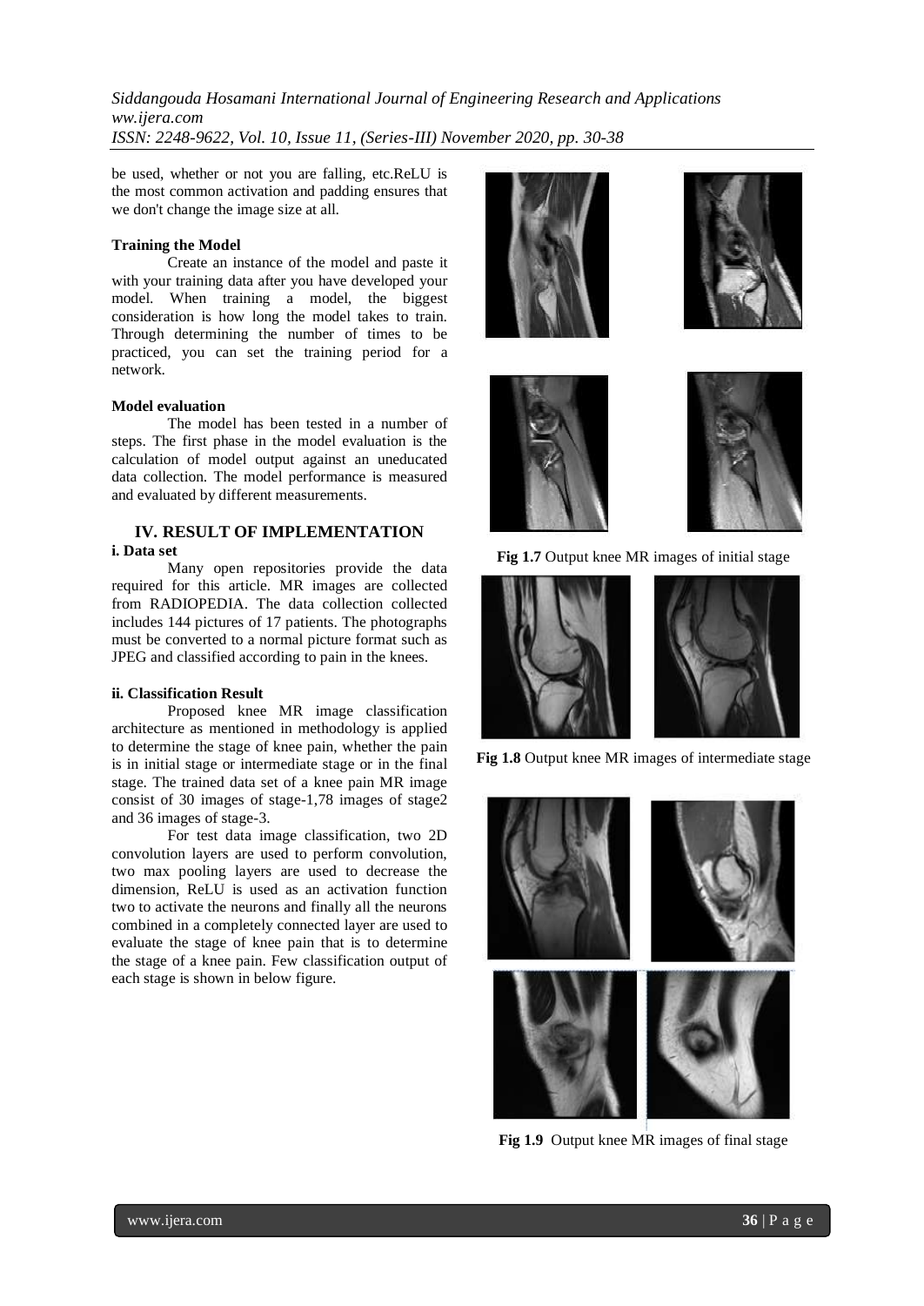be used, whether or not you are falling, etc.ReLU is the most common activation and padding ensures that we don't change the image size at all.

**Training the Model**

Create an instance of the model and paste it with your training data after you have developed your model. When training a model, the biggest consideration is how long the model takes to train. Through determining the number of times to be practiced, you can set the training period for a network.

**Model evaluation**

The model has been tested in a number of steps. The first phase in the model evaluation is the calculation of model output against an uneducated data collection. The model performance is measured and evaluated by different measurements.

## IV. RESULT OF IMPLEMENTATION

### i. Data set

Many open repositories provide the data required for this article. MR images are collected from RADIOPEDIA. The data collection collected includes 144 pictures of 17 patients. The photographs must be converted to a normal picture format such as JPEG and classified according to pain in the knees.

### ii. Classification Result

Proposed knee MR image classification architecture as mentioned in methodology is applied to determine the stage of knee pain, whether the pain is in initial stage or intermediate stage or in the final stage. The trained data set of a knee pain MR image consist of 30 images of stage-1,78 images of stage2 and 36 images of stage-3.

For test data image classification, two 2D convolution layers are used to perform convolution, two max pooling layers are used to decrease the dimension, ReLU is used as an activation function two to activate the neurons and finally all the neurons combined in a completely connected layer are used to evaluate the stage of knee pain that is to determine the stage of a knee pain. Few classification output of each stage is shown in below figure.

**Fig 1.7** Output knee MR images of initial stage

**Fig 1.8** Output knee MR images of intermediate stage

**Fig 1.9** Output knee MR images of final stage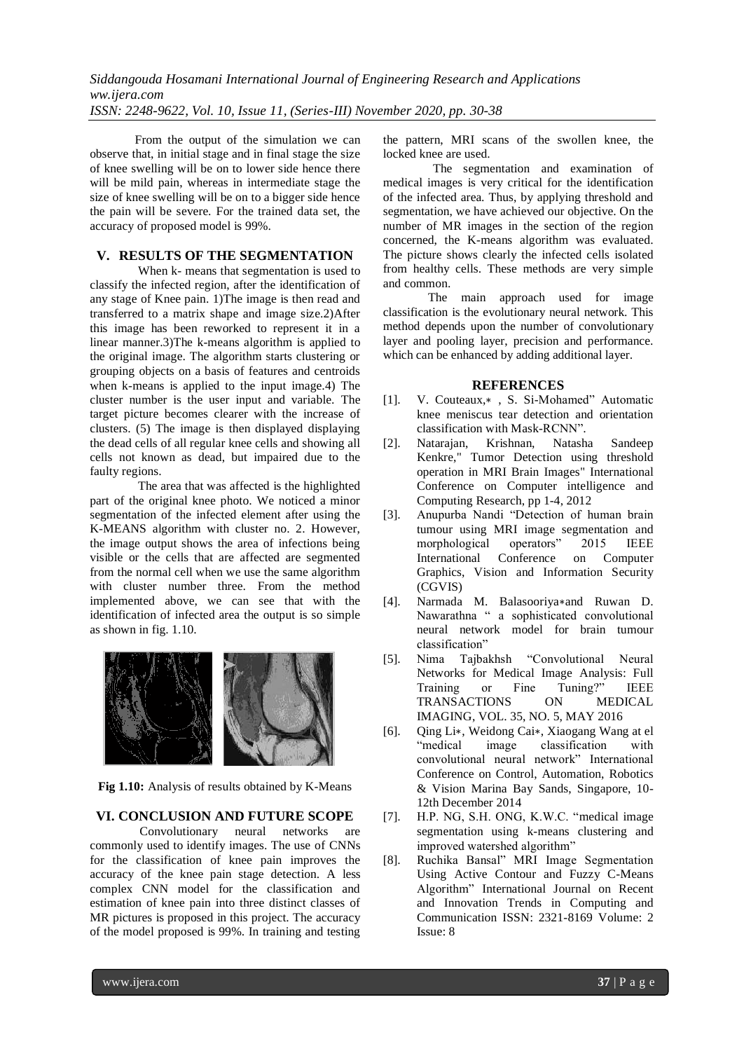From the output of the simulation we can observe that, in initial stage and in final stage the size of knee swelling will be on to lower side hence there will be mild pain, whereas in intermediate stage the size of knee swelling will be on to a bigger side hence the pain will be severe. For the trained data set, the accuracy of proposed model is 99%.

## V. RESULTS OF THE SEGMENTATION

When k- means that segmentation is used to classify the infected region, after the identification of any stage of Knee pain. 1)The image is then read and transferred to a matrix shape and image size.2)After this image has been reworked to represent it in a linear manner.3)The k-means algorithm is applied to the original image. The algorithm starts clustering or grouping objects on a basis of features and centroids when k-means is applied to the input image.4) The cluster number is the user input and variable. The target picture becomes clearer with the increase of clusters. (5) The image is then displayed displaying the dead cells of all regular knee cells and showing all cells not known as dead, but impaired due to the faulty regions.

The area that was affected is the highlighted part of the original knee photo. We noticed a minor segmentation of the infected element after using the K-MEANS algorithm with cluster no. 2. However, the image output shows the area of infections being visible or the cells that are affected are segmented from the normal cell when we use the same algorithm with cluster number three. From the method implemented above, we can see that with the identification of infected area the output is so simple as shown in fig. 1.10.

**Fig 1.10:** Analysis of results obtained by K-Means

## VI. CONCLUSION AND FUTURE SCOPE

Convolutionary neural networks are commonly used to identify images. The use of CNNs for the classification of knee pain improves the accuracy of the knee pain stage detection. A less complex CNN model for the classification and estimation of knee pain into three distinct classes of MR pictures is proposed in this project. The accuracy of the model proposed is 99%. In training and testing the pattern, MRI scans of the swollen knee, the locked knee are used.

The segmentation and examination of medical images is very critical for the identification of the infected area. Thus, by applying threshold and segmentation, we have achieved our objective. On the number of MR images in the section of the region concerned, the K-means algorithm was evaluated. The picture shows clearly the infected cells isolated from healthy cells. These methods are very simple and common.

The main approach used for image classification is the evolutionary neural network. This method depends upon the number of convolutionary layer and pooling layer, precision and performance. which can be enhanced by adding additional layer.

## REFERENCES

[1]. V. Couteaux,∗ , S. Si-Mohamed" Automatic knee meniscus tear detection and orientation classification with Mask-RCNN".

[2]. Natarajan, Krishnan, Natasha Sandeep Kenkre," Tumor Detection using threshold operation in MRI Brain Images" International Conference on Computer intelligence and Computing Research, pp 1-4, 2012

[3]. Anupurba Nandi "Detection of human brain tumour using MRI image segmentation and morphological operators" 2015 IEEE International Conference on Computer Graphics, Vision and Information Security (CGVIS)

[4]. Narmada M. Balasooriya∗and Ruwan D. Nawarathna " a sophisticated convolutional neural network model for brain tumour classification"

[5]. Nima Tajbakhsh "Convolutional Neural Networks for Medical Image Analysis: Full Training or Fine Tuning?" IEEE TRANSACTIONS ON MEDICAL IMAGING, VOL. 35, NO. 5, MAY 2016

[6]. Qing Li∗, Weidong Cai∗, Xiaogang Wang at el "medical image classification with convolutional neural network" International Conference on Control, Automation, Robotics & Vision Marina Bay Sands, Singapore, 10-12th December 2014

[7]. H.P. NG, S.H. ONG, K.W.C. "medical image segmentation using k-means clustering and improved watershed algorithm"

[8]. Ruchika Bansal" MRI Image Segmentation Using Active Contour and Fuzzy C-Means Algorithm" International Journal on Recent and Innovation Trends in Computing and Communication ISSN: 2321-8169 Volume: 2 Issue: 8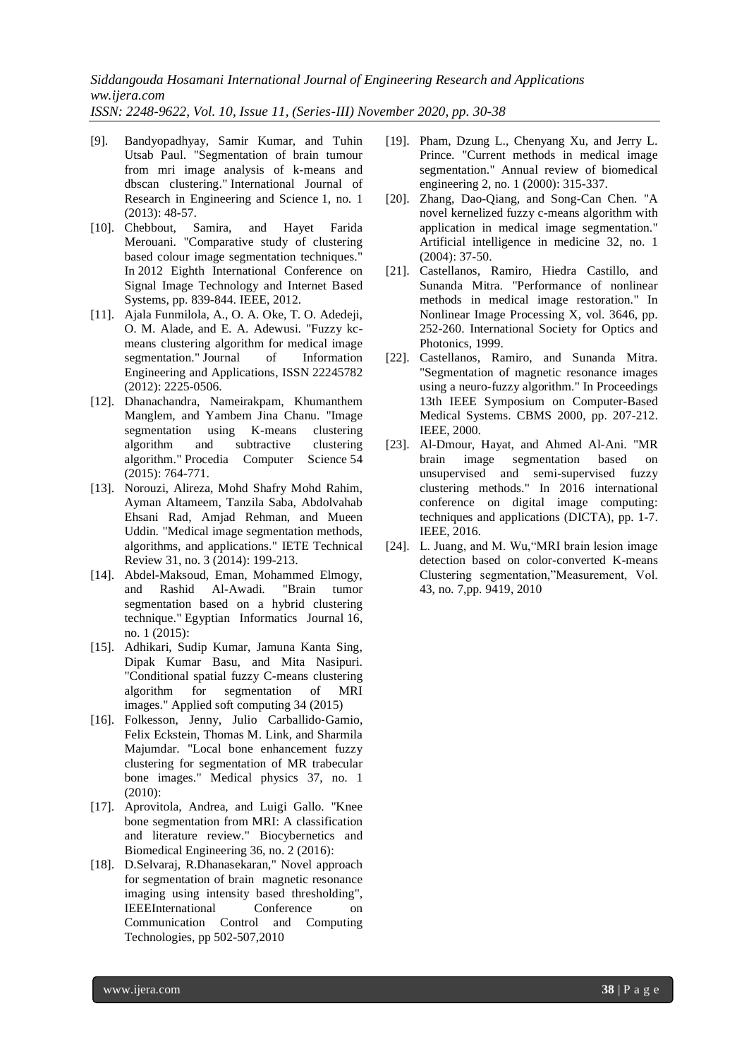[9]. Bandyopadhyay, Samir Kumar, and Tuhin Utsab Paul. "Segmentation of brain tumour from mri image analysis of k-means and dbscan clustering." International Journal of Research in Engineering and Science 1, no. 1 (2013): 48-57.

[10]. Chebbout, Samira, and Hayet Farida Merouani. "Comparative study of clustering based colour image segmentation techniques." In 2012 Eighth International Conference on Signal Image Technology and Internet Based Systems, pp. 839-844. IEEE, 2012.

[11]. Ajala Funmilola, A., O. A. Oke, T. O. Adedeji, O. M. Alade, and E. A. Adewusi. "Fuzzy kc-means clustering algorithm for medical image segmentation." Journal of Information Engineering and Applications, ISSN 22245782 (2012): 2225-0506.

[12]. Dhanachandra, Nameirakpam, Khumanthem Manglem, and Yambem Jina Chanu. "Image segmentation using K-means clustering algorithm and subtractive clustering algorithm." Procedia Computer Science 54 (2015): 764-771.

[13]. Norouzi, Alireza, Mohd Shafry Mohd Rahim, Ayman Altameem, Tanzila Saba, Abdolvahab Ehsani Rad, Amjad Rehman, and Mueen Uddin. "Medical image segmentation methods, algorithms, and applications." IETE Technical Review 31, no. 3 (2014): 199-213.

[14]. Abdel-Maksoud, Eman, Mohammed Elmogy, and Rashid Al-Awadi. "Brain tumor segmentation based on a hybrid clustering technique." Egyptian Informatics Journal 16, no. 1 (2015):

[15]. Adhikari, Sudip Kumar, Jamuna Kanta Sing, Dipak Kumar Basu, and Mita Nasipuri. "Conditional spatial fuzzy C-means clustering algorithm for segmentation of MRI images." Applied soft computing 34 (2015)

[16]. Folkesson, Jenny, Julio Carballido-Gamio, Felix Eckstein, Thomas M. Link, and Sharmila Majumdar. "Local bone enhancement fuzzy clustering for segmentation of MR trabecular bone images." Medical physics 37, no. 1 (2010):

[17]. Aprovitola, Andrea, and Luigi Gallo. "Knee bone segmentation from MRI: A classification and literature review." Biocybernetics and Biomedical Engineering 36, no. 2 (2016):

[18]. D.Selvaraj, R.Dhanasekaran," Novel approach for segmentation of brain magnetic resonance imaging using intensity based thresholding", IEEEInternational Conference on Communication Control and Computing Technologies, pp 502-507,2010

[19]. Pham, Dzung L., Chenyang Xu, and Jerry L. Prince. "Current methods in medical image segmentation." Annual review of biomedical engineering 2, no. 1 (2000): 315-337.

[20]. Zhang, Dao-Qiang, and Song-Can Chen. "A novel kernelized fuzzy c-means algorithm with application in medical image segmentation." Artificial intelligence in medicine 32, no. 1 (2004): 37-50.

[21]. Castellanos, Ramiro, Hiedra Castillo, and Sunanda Mitra. "Performance of nonlinear methods in medical image restoration." In Nonlinear Image Processing X, vol. 3646, pp. 252-260. International Society for Optics and Photonics, 1999.

[22]. Castellanos, Ramiro, and Sunanda Mitra. "Segmentation of magnetic resonance images using a neuro-fuzzy algorithm." In Proceedings 13th IEEE Symposium on Computer-Based Medical Systems. CBMS 2000, pp. 207-212. IEEE, 2000.

[23]. Al-Dmour, Hayat, and Ahmed Al-Ani. "MR brain image segmentation based on unsupervised and semi-supervised fuzzy clustering methods." In 2016 international conference on digital image computing: techniques and applications (DICTA), pp. 1-7. IEEE, 2016.

[24]. L. Juang, and M. Wu,"MRI brain lesion image detection based on color-converted K-means Clustering segmentation,"Measurement, Vol. 43, no. 7,pp. 9419, 2010